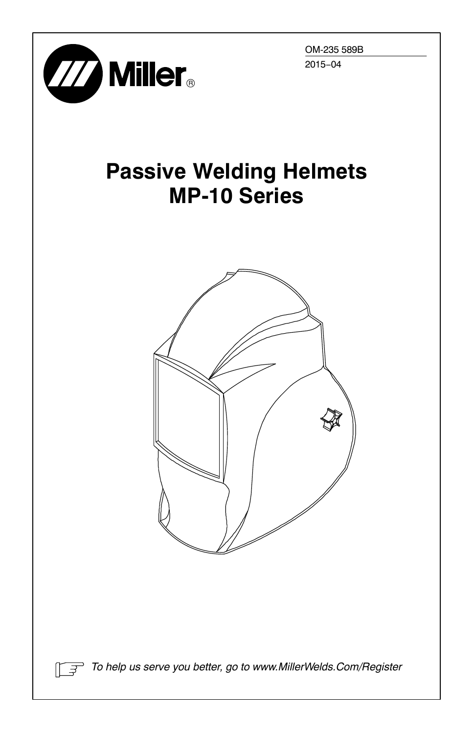Miller®

OM-235 589B

2015−04

# Passive Welding Helmets MP-10 Series

*To help us serve you better, go to www.MillerWelds.Com/Register*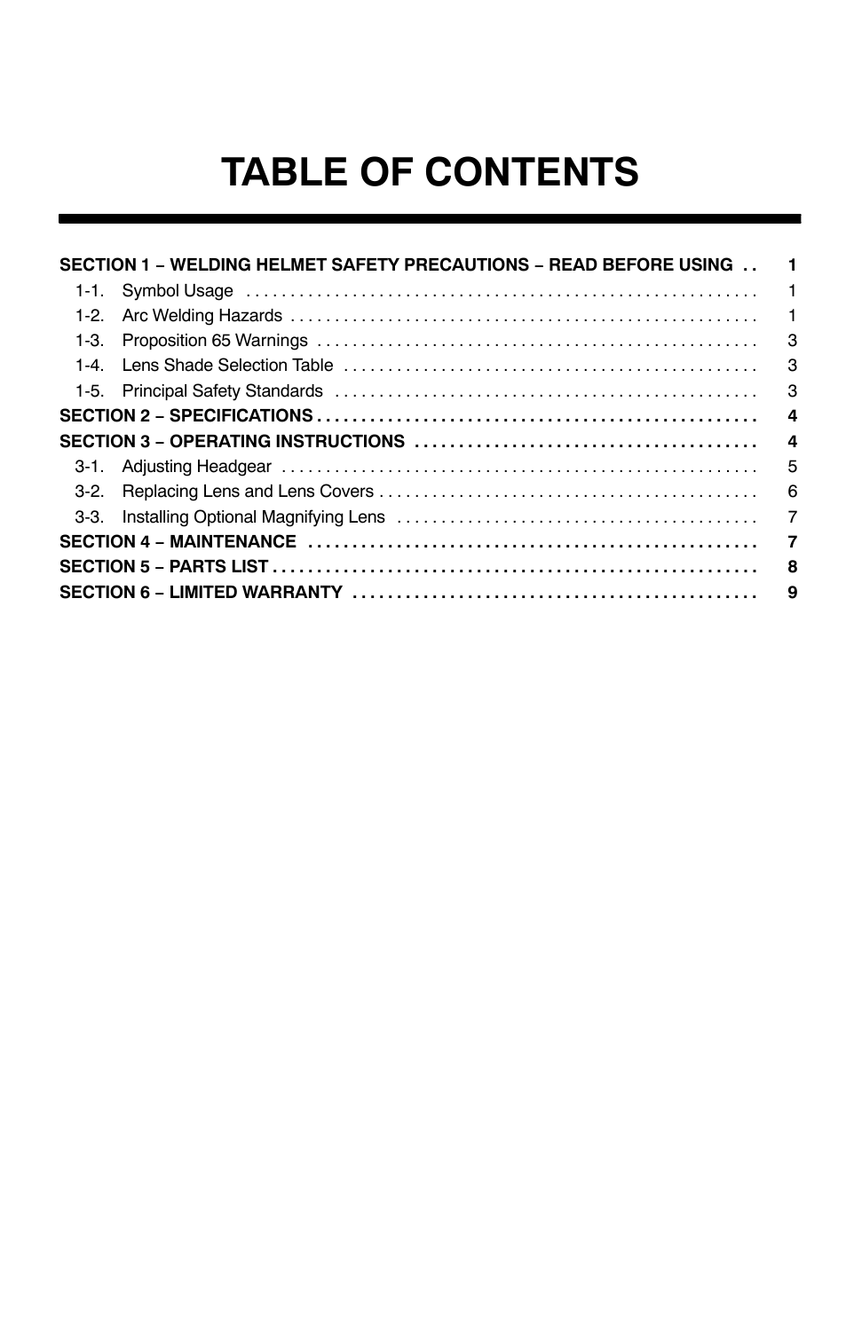# TABLE OF CONTENTS

| | |
|---|---|
| **SECTION 1 – WELDING HELMET SAFETY PRECAUTIONS – READ BEFORE USING** | **1** |
| 1-1. Symbol Usage | 1 |
| 1-2. Arc Welding Hazards | 1 |
| 1-3. Proposition 65 Warnings | 3 |
| 1-4. Lens Shade Selection Table | 3 |
| 1-5. Principal Safety Standards | 3 |
| **SECTION 2 – SPECIFICATIONS** | **4** |
| **SECTION 3 – OPERATING INSTRUCTIONS** | **4** |
| 3-1. Adjusting Headgear | 5 |
| 3-2. Replacing Lens and Lens Covers | 6 |
| 3-3. Installing Optional Magnifying Lens | 7 |
| **SECTION 4 – MAINTENANCE** | **7** |
| **SECTION 5 – PARTS LIST** | **8** |
| **SECTION 6 – LIMITED WARRANTY** | **9** |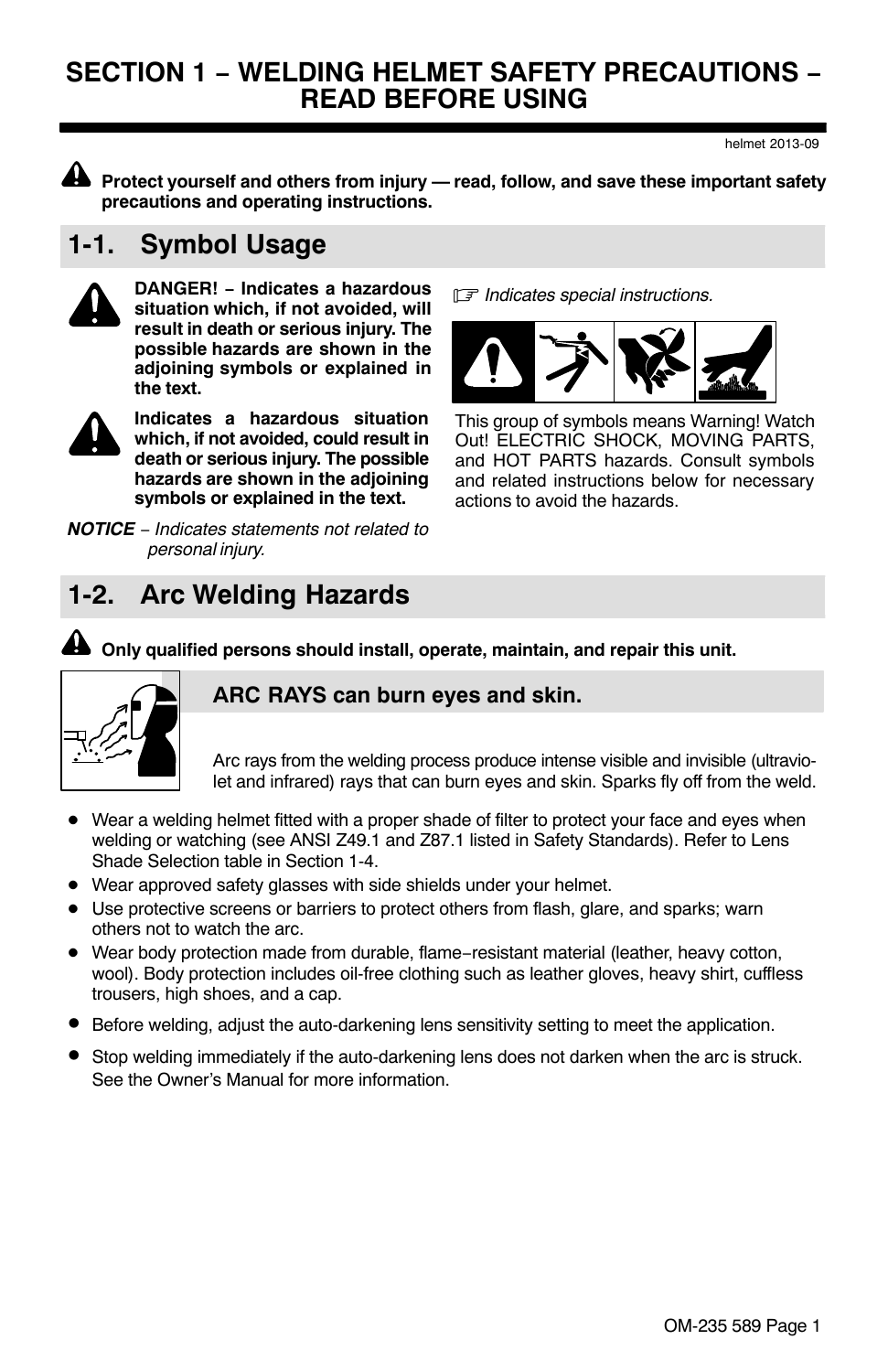# SECTION 1 − WELDING HELMET SAFETY PRECAUTIONS − READ BEFORE USING

helmet 2013-09

**Protect yourself and others from injury — read, follow, and save these important safety precautions and operating instructions.**

## 1-1. Symbol Usage

**DANGER! − Indicates a hazardous situation which, if not avoided, will result in death or serious injury. The possible hazards are shown in the adjoining symbols or explained in the text.**

**Indicates a hazardous situation which, if not avoided, could result in death or serious injury. The possible hazards are shown in the adjoining symbols or explained in the text.**

***NOTICE*** *− Indicates statements not related to personal injury.*

☞ *Indicates special instructions.*

This group of symbols means Warning! Watch Out! ELECTRIC SHOCK, MOVING PARTS, and HOT PARTS hazards. Consult symbols and related instructions below for necessary actions to avoid the hazards.

## 1-2. Arc Welding Hazards

**Only qualified persons should install, operate, maintain, and repair this unit.**

### ARC RAYS can burn eyes and skin.

Arc rays from the welding process produce intense visible and invisible (ultraviolet and infrared) rays that can burn eyes and skin. Sparks fly off from the weld.

- Wear a welding helmet fitted with a proper shade of filter to protect your face and eyes when welding or watching (see ANSI Z49.1 and Z87.1 listed in Safety Standards). Refer to Lens Shade Selection table in Section 1-4.
- Wear approved safety glasses with side shields under your helmet.
- Use protective screens or barriers to protect others from flash, glare, and sparks; warn others not to watch the arc.
- Wear body protection made from durable, flame−resistant material (leather, heavy cotton, wool). Body protection includes oil-free clothing such as leather gloves, heavy shirt, cuffless trousers, high shoes, and a cap.
- Before welding, adjust the auto-darkening lens sensitivity setting to meet the application.
- Stop welding immediately if the auto-darkening lens does not darken when the arc is struck. See the Owner's Manual for more information.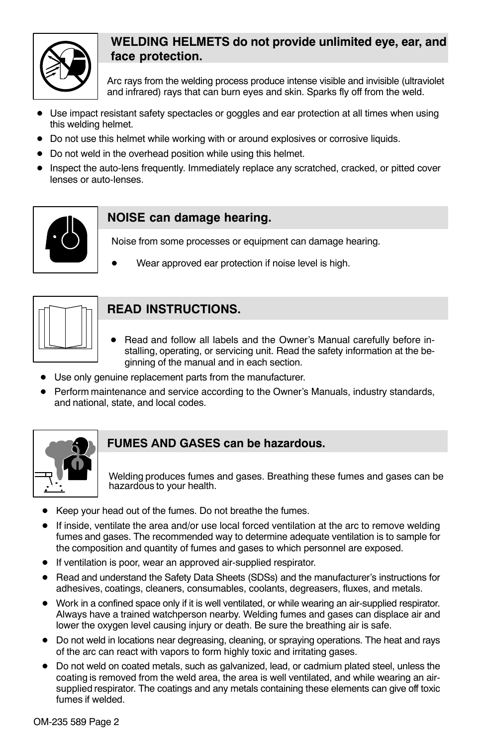## WELDING HELMETS do not provide unlimited eye, ear, and face protection.

Arc rays from the welding process produce intense visible and invisible (ultraviolet and infrared) rays that can burn eyes and skin. Sparks fly off from the weld.

- Use impact resistant safety spectacles or goggles and ear protection at all times when using this welding helmet.
- Do not use this helmet while working with or around explosives or corrosive liquids.
- Do not weld in the overhead position while using this helmet.
- Inspect the auto-lens frequently. Immediately replace any scratched, cracked, or pitted cover lenses or auto-lenses.

## NOISE can damage hearing.

Noise from some processes or equipment can damage hearing.

- Wear approved ear protection if noise level is high.

## READ INSTRUCTIONS.

- Read and follow all labels and the Owner's Manual carefully before installing, operating, or servicing unit. Read the safety information at the beginning of the manual and in each section.
- Use only genuine replacement parts from the manufacturer.
- Perform maintenance and service according to the Owner's Manuals, industry standards, and national, state, and local codes.

## FUMES AND GASES can be hazardous.

Welding produces fumes and gases. Breathing these fumes and gases can be hazardous to your health.

- Keep your head out of the fumes. Do not breathe the fumes.
- If inside, ventilate the area and/or use local forced ventilation at the arc to remove welding fumes and gases. The recommended way to determine adequate ventilation is to sample for the composition and quantity of fumes and gases to which personnel are exposed.
- If ventilation is poor, wear an approved air-supplied respirator.
- Read and understand the Safety Data Sheets (SDSs) and the manufacturer's instructions for adhesives, coatings, cleaners, consumables, coolants, degreasers, fluxes, and metals.
- Work in a confined space only if it is well ventilated, or while wearing an air-supplied respirator. Always have a trained watchperson nearby. Welding fumes and gases can displace air and lower the oxygen level causing injury or death. Be sure the breathing air is safe.
- Do not weld in locations near degreasing, cleaning, or spraying operations. The heat and rays of the arc can react with vapors to form highly toxic and irritating gases.
- Do not weld on coated metals, such as galvanized, lead, or cadmium plated steel, unless the coating is removed from the weld area, the area is well ventilated, and while wearing an air-supplied respirator. The coatings and any metals containing these elements can give off toxic fumes if welded.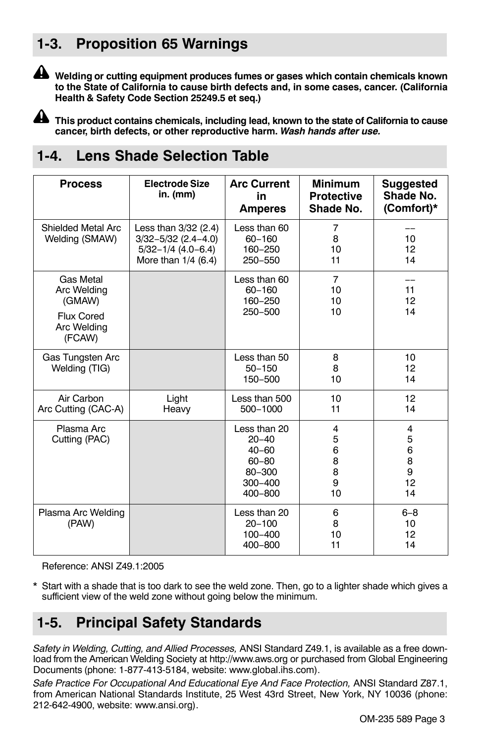## 1-3. Proposition 65 Warnings

**Welding or cutting equipment produces fumes or gases which contain chemicals known to the State of California to cause birth defects and, in some cases, cancer. (California Health & Safety Code Section 25249.5 et seq.)**

**This product contains chemicals, including lead, known to the state of California to cause cancer, birth defects, or other reproductive harm. *Wash hands after use.***

## 1-4. Lens Shade Selection Table

| Process | Electrode Size in. (mm) | Arc Current in Amperes | Minimum Protective Shade No. | Suggested Shade No. (Comfort)* |
|---|---|---|---|---|
| Shielded Metal Arc Welding (SMAW) | Less than 3/32 (2.4) | Less than 60 | 7 | –– |
| | 3/32–5/32 (2.4–4.0) | 60–160 | 8 | 10 |
| | 5/32–1/4 (4.0–6.4) | 160–250 | 10 | 12 |
| | More than 1/4 (6.4) | 250–550 | 11 | 14 |
| Gas Metal Arc Welding (GMAW) Flux Cored Arc Welding (FCAW) | | Less than 60 | 7 | –– |
| | | 60–160 | 10 | 11 |
| | | 160–250 | 10 | 12 |
| | | 250–500 | 10 | 14 |
| Gas Tungsten Arc Welding (TIG) | | Less than 50 | 8 | 10 |
| | | 50–150 | 8 | 12 |
| | | 150–500 | 10 | 14 |
| Air Carbon Arc Cutting (CAC-A) | Light | Less than 500 | 10 | 12 |
| | Heavy | 500–1000 | 11 | 14 |
| Plasma Arc Cutting (PAC) | | Less than 20 | 4 | 4 |
| | | 20–40 | 5 | 5 |
| | | 40–60 | 6 | 6 |
| | | 60–80 | 8 | 8 |
| | | 80–300 | 8 | 9 |
| | | 300–400 | 9 | 12 |
| | | 400–800 | 10 | 14 |
| Plasma Arc Welding (PAW) | | Less than 20 | 6 | 6–8 |
| | | 20–100 | 8 | 10 |
| | | 100–400 | 10 | 12 |
| | | 400–800 | 11 | 14 |

Reference: ANSI Z49.1:2005

\* Start with a shade that is too dark to see the weld zone. Then, go to a lighter shade which gives a sufficient view of the weld zone without going below the minimum.

## 1-5. Principal Safety Standards

*Safety in Welding, Cutting, and Allied Processes,* ANSI Standard Z49.1, is available as a free download from the American Welding Society at http://www.aws.org or purchased from Global Engineering Documents (phone: 1-877-413-5184, website: www.global.ihs.com).

*Safe Practice For Occupational And Educational Eye And Face Protection,* ANSI Standard Z87.1, from American National Standards Institute, 25 West 43rd Street, New York, NY 10036 (phone: 212-642-4900, website: www.ansi.org).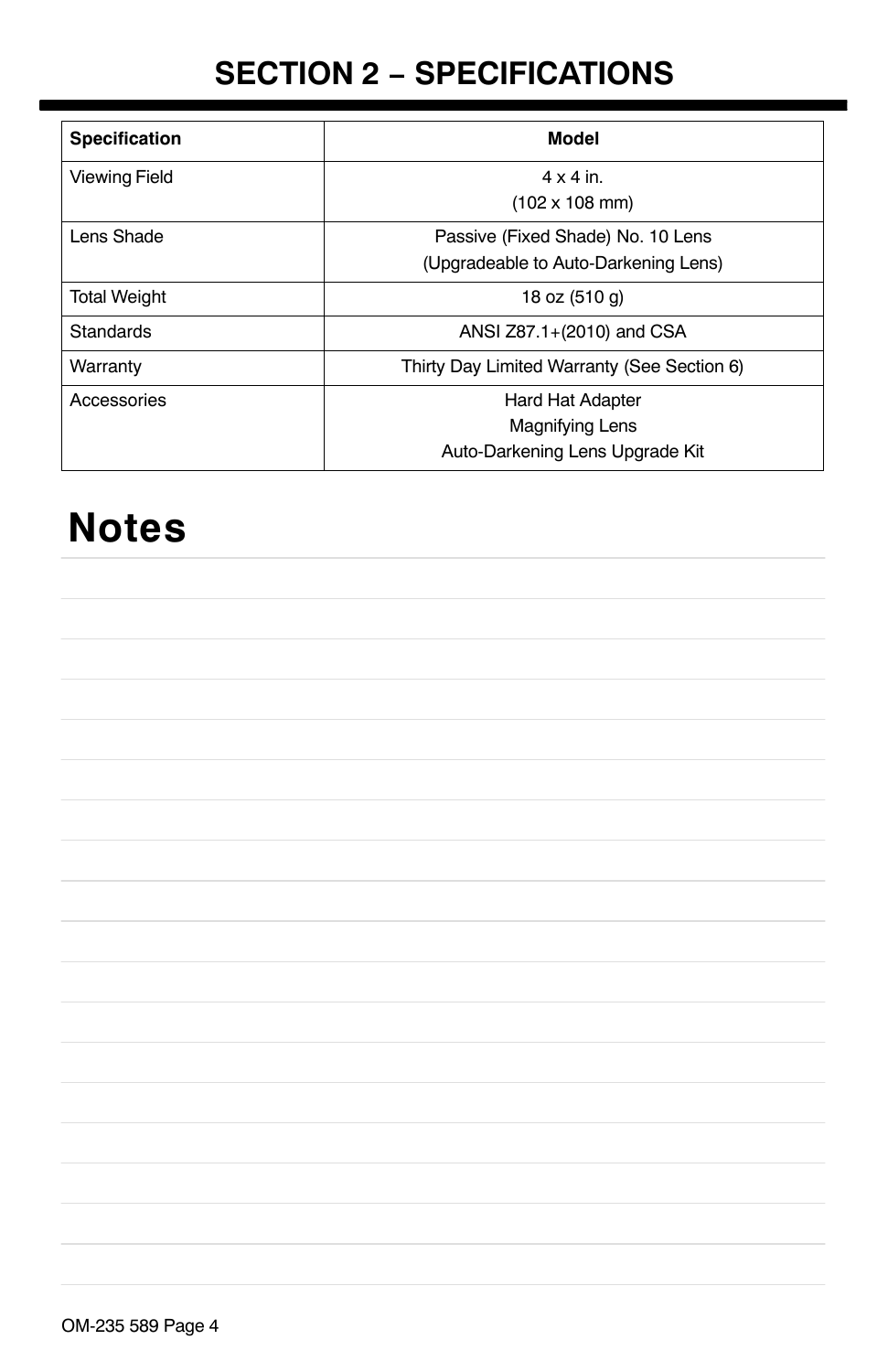# SECTION 2 – SPECIFICATIONS

| Specification | Model |
|---|---|
| Viewing Field | 4 x 4 in.<br>(102 x 108 mm) |
| Lens Shade | Passive (Fixed Shade) No. 10 Lens<br>(Upgradeable to Auto-Darkening Lens) |
| Total Weight | 18 oz (510 g) |
| Standards | ANSI Z87.1+(2010) and CSA |
| Warranty | Thirty Day Limited Warranty (See Section 6) |
| Accessories | Hard Hat Adapter<br>Magnifying Lens<br>Auto-Darkening Lens Upgrade Kit |

# Notes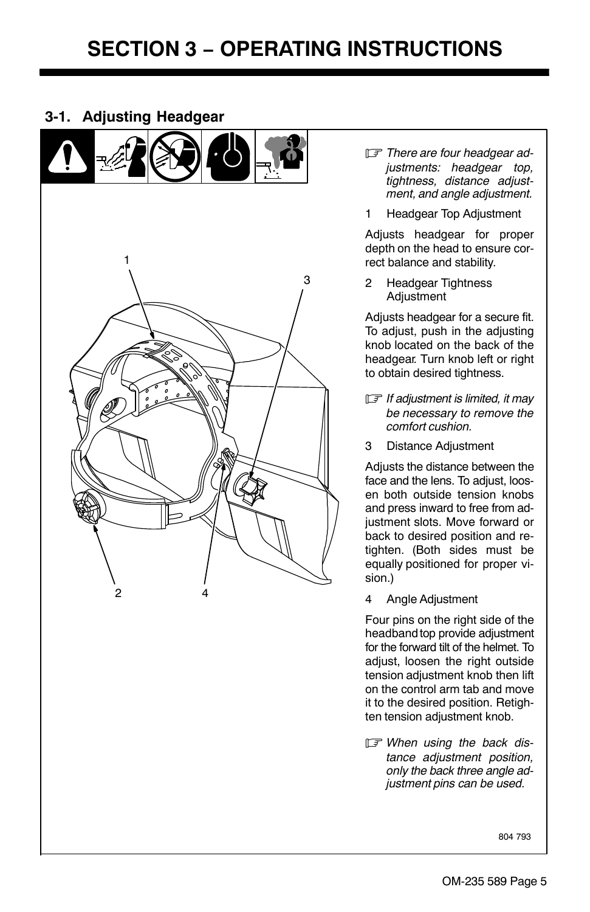# SECTION 3 − OPERATING INSTRUCTIONS

## 3-1. Adjusting Headgear

☞ *There are four headgear adjustments: headgear top, tightness, distance adjustment, and angle adjustment.*

1 Headgear Top Adjustment

Adjusts headgear for proper depth on the head to ensure correct balance and stability.

2 Headgear Tightness Adjustment

Adjusts headgear for a secure fit. To adjust, push in the adjusting knob located on the back of the headgear. Turn knob left or right to obtain desired tightness.

☞ *If adjustment is limited, it may be necessary to remove the comfort cushion.*

3 Distance Adjustment

Adjusts the distance between the face and the lens. To adjust, loosen both outside tension knobs and press inward to free from adjustment slots. Move forward or back to desired position and retighten. (Both sides must be equally positioned for proper vision.)

4 Angle Adjustment

Four pins on the right side of the headband top provide adjustment for the forward tilt of the helmet. To adjust, loosen the right outside tension adjustment knob then lift on the control arm tab and move it to the desired position. Retighten tension adjustment knob.

☞ *When using the back distance adjustment position, only the back three angle adjustment pins can be used.*

804 793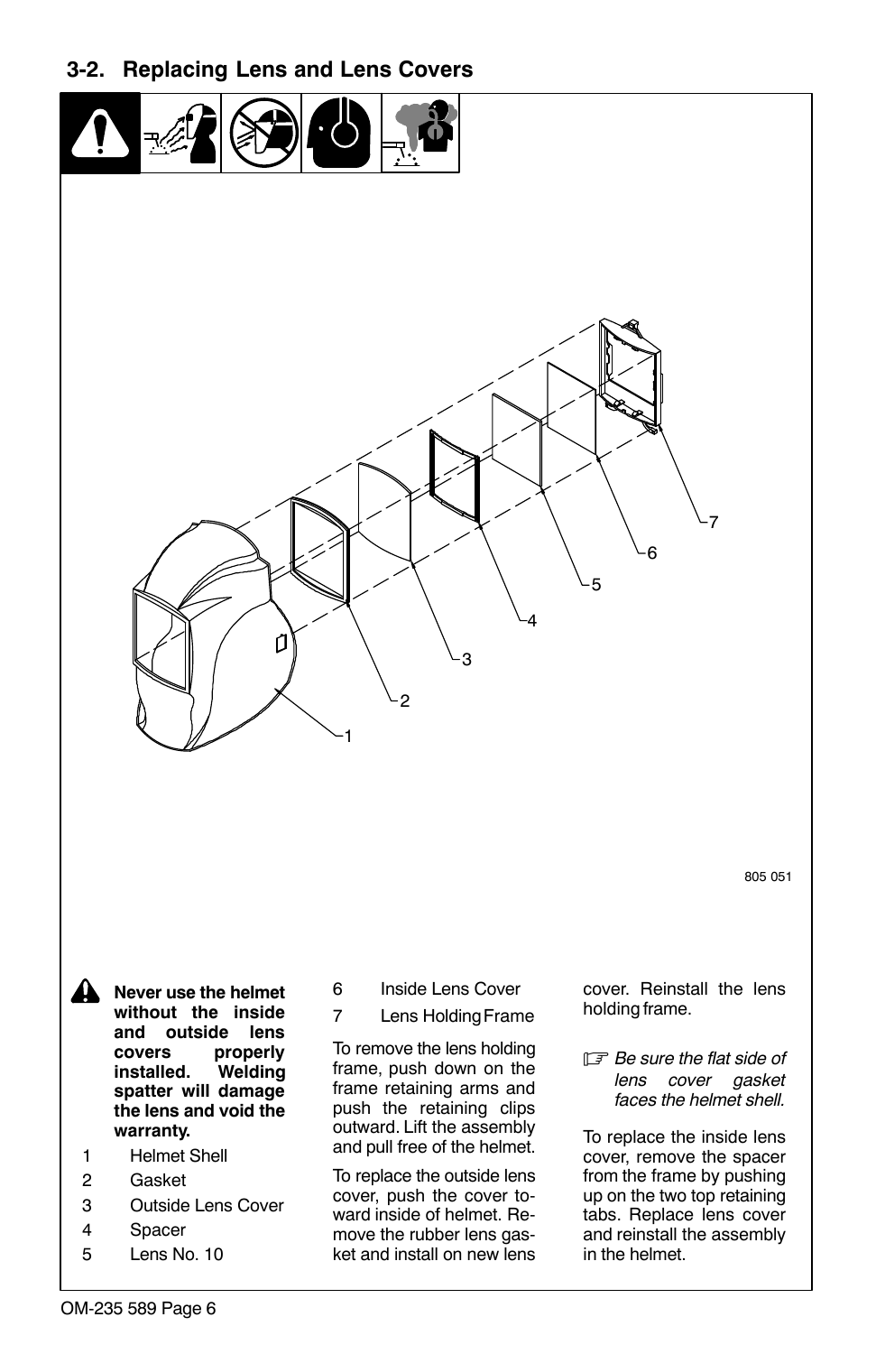## 3-2. Replacing Lens and Lens Covers

805 051

**Never use the helmet without the inside and outside lens covers properly installed. Welding spatter will damage the lens and void the warranty.**

1 Helmet Shell
2 Gasket
3 Outside Lens Cover
4 Spacer
5 Lens No. 10
6 Inside Lens Cover
7 Lens Holding Frame

To remove the lens holding frame, push down on the frame retaining arms and push the retaining clips outward. Lift the assembly and pull free of the helmet.

To replace the outside lens cover, push the cover toward inside of helmet. Remove the rubber lens gasket and install on new lens cover. Reinstall the lens holding frame.

☞ *Be sure the flat side of lens cover gasket faces the helmet shell.*

To replace the inside lens cover, remove the spacer from the frame by pushing up on the two top retaining tabs. Replace lens cover and reinstall the assembly in the helmet.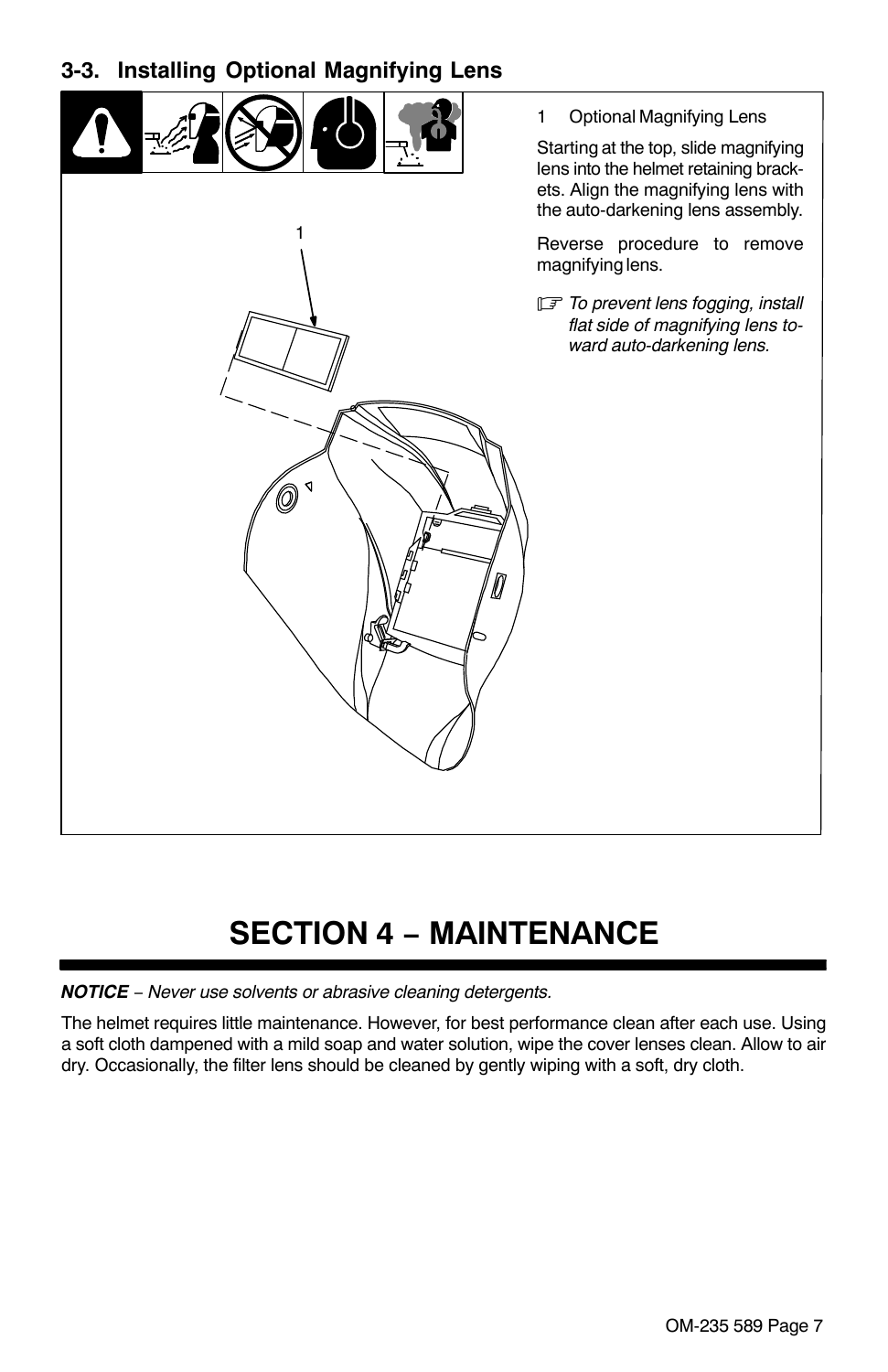### 3-3. Installing Optional Magnifying Lens

1 Optional Magnifying Lens

Starting at the top, slide magnifying lens into the helmet retaining brackets. Align the magnifying lens with the auto-darkening lens assembly.

Reverse procedure to remove magnifying lens.

☞ *To prevent lens fogging, install flat side of magnifying lens toward auto-darkening lens.*

# SECTION 4 − MAINTENANCE

***NOTICE*** *− Never use solvents or abrasive cleaning detergents.*

The helmet requires little maintenance. However, for best performance clean after each use. Using a soft cloth dampened with a mild soap and water solution, wipe the cover lenses clean. Allow to air dry. Occasionally, the filter lens should be cleaned by gently wiping with a soft, dry cloth.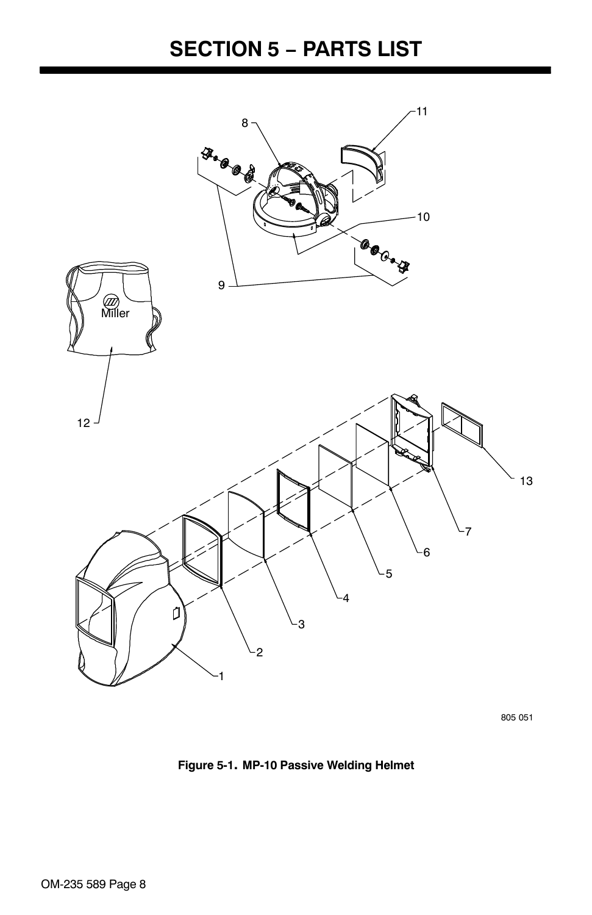# SECTION 5 − PARTS LIST

805 051

**Figure 5-1. MP-10 Passive Welding Helmet**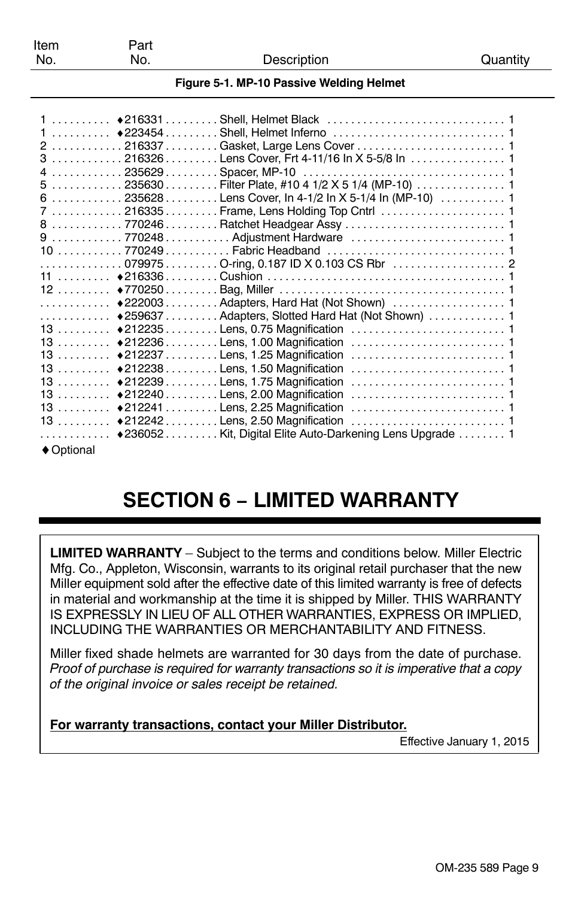| Item No. | Part No. | Description | Quantity |
|---|---|---|---|
| **Figure 5-1. MP-10 Passive Welding Helmet** | | | |
| 1 | ♦216331 | Shell, Helmet Black | 1 |
| 1 | ♦223454 | Shell, Helmet Inferno | 1 |
| 2 | 216337 | Gasket, Large Lens Cover | 1 |
| 3 | 216326 | Lens Cover, Frt 4-11/16 In X 5-5/8 In | 1 |
| 4 | 235629 | Spacer, MP-10 | 1 |
| 5 | 235630 | Filter Plate, #10 4 1/2 X 5 1/4 (MP-10) | 1 |
| 6 | 235628 | Lens Cover, In 4-1/2 In X 5-1/4 In (MP-10) | 1 |
| 7 | 216335 | Frame, Lens Holding Top Cntrl | 1 |
| 8 | 770246 | Ratchet Headgear Assy | 1 |
| 9 | 770248 | Adjustment Hardware | 1 |
| 10 | 770249 | Fabric Headband | 1 |
| | 079975 | O-ring, 0.187 ID X 0.103 CS Rbr | 2 |
| 11 | ♦216336 | Cushion | 1 |
| 12 | ♦770250 | Bag, Miller | 1 |
| | ♦222003 | Adapters, Hard Hat (Not Shown) | 1 |
| | ♦259637 | Adapters, Slotted Hard Hat (Not Shown) | 1 |
| 13 | ♦212235 | Lens, 0.75 Magnification | 1 |
| 13 | ♦212236 | Lens, 1.00 Magnification | 1 |
| 13 | ♦212237 | Lens, 1.25 Magnification | 1 |
| 13 | ♦212238 | Lens, 1.50 Magnification | 1 |
| 13 | ♦212239 | Lens, 1.75 Magnification | 1 |
| 13 | ♦212240 | Lens, 2.00 Magnification | 1 |
| 13 | ♦212241 | Lens, 2.25 Magnification | 1 |
| 13 | ♦212242 | Lens, 2.50 Magnification | 1 |
| | ♦236052 | Kit, Digital Elite Auto-Darkening Lens Upgrade | 1 |

♦ Optional

# SECTION 6 – LIMITED WARRANTY

**LIMITED WARRANTY** – Subject to the terms and conditions below. Miller Electric Mfg. Co., Appleton, Wisconsin, warrants to its original retail purchaser that the new Miller equipment sold after the effective date of this limited warranty is free of defects in material and workmanship at the time it is shipped by Miller. THIS WARRANTY IS EXPRESSLY IN LIEU OF ALL OTHER WARRANTIES, EXPRESS OR IMPLIED, INCLUDING THE WARRANTIES OR MERCHANTABILITY AND FITNESS.

Miller fixed shade helmets are warranted for 30 days from the date of purchase. *Proof of purchase is required for warranty transactions so it is imperative that a copy of the original invoice or sales receipt be retained.*

**For warranty transactions, contact your Miller Distributor.**

Effective January 1, 2015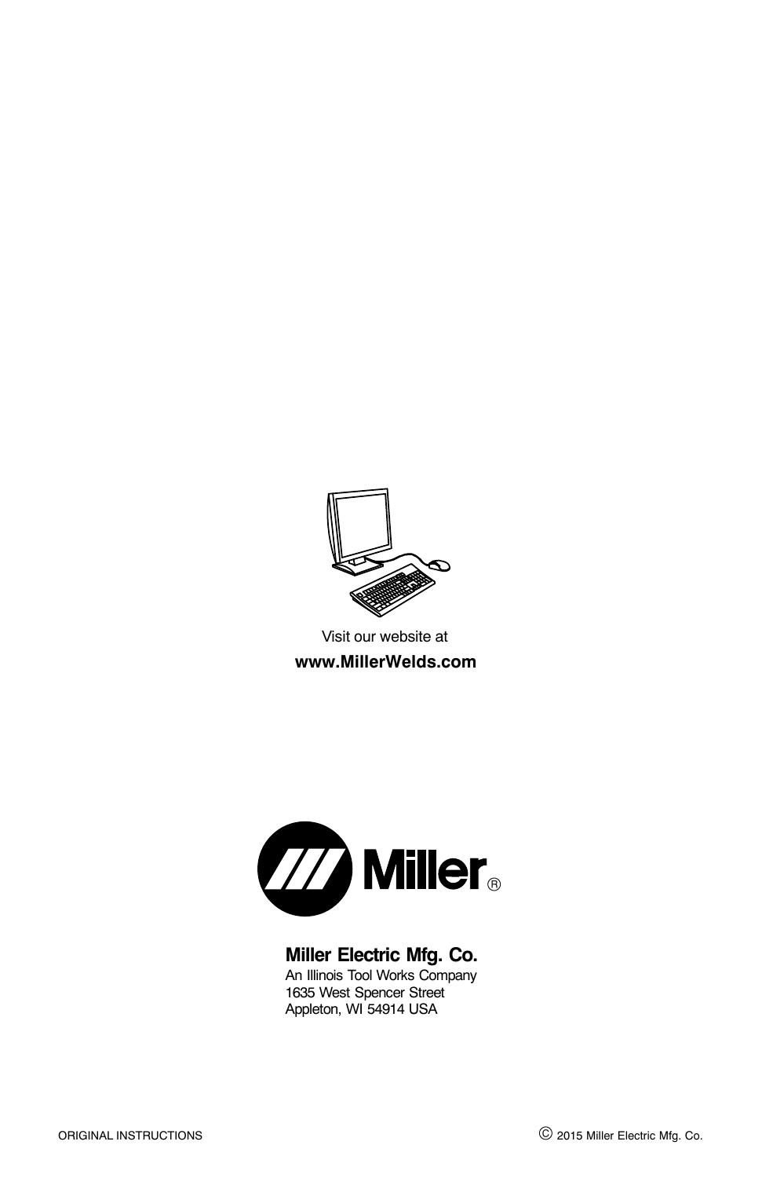Visit our website at

**www.MillerWelds.com**

Miller®

**Miller Electric Mfg. Co.**

An Illinois Tool Works Company
1635 West Spencer Street
Appleton, WI 54914 USA

ORIGINAL INSTRUCTIONS

© 2015 Miller Electric Mfg. Co.